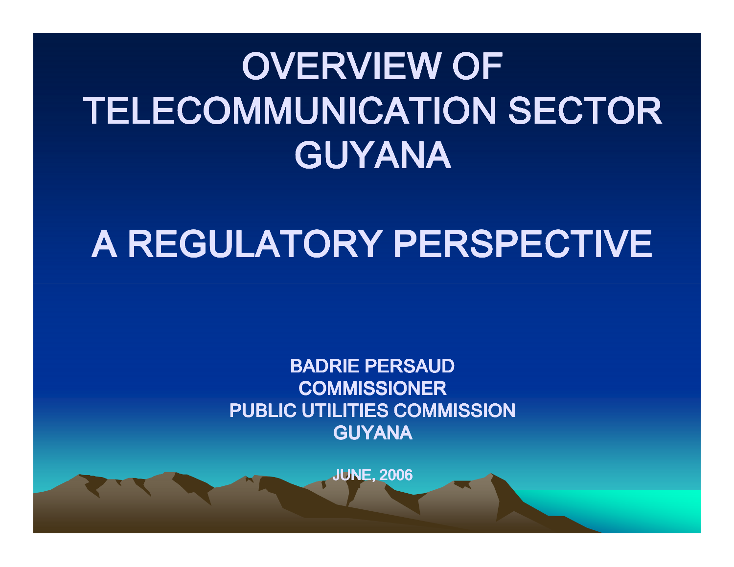# OVERVIEW OF TELECOMMUNICATION SECTOR GUYANA

# A REGULATORY PERSPECTIVE

**BADRIE PERSAUD**
**COMMISSIONER**
**PUBLIC UTILITIES COMMISSION**
**GUYANA**

**JUNE, 2006**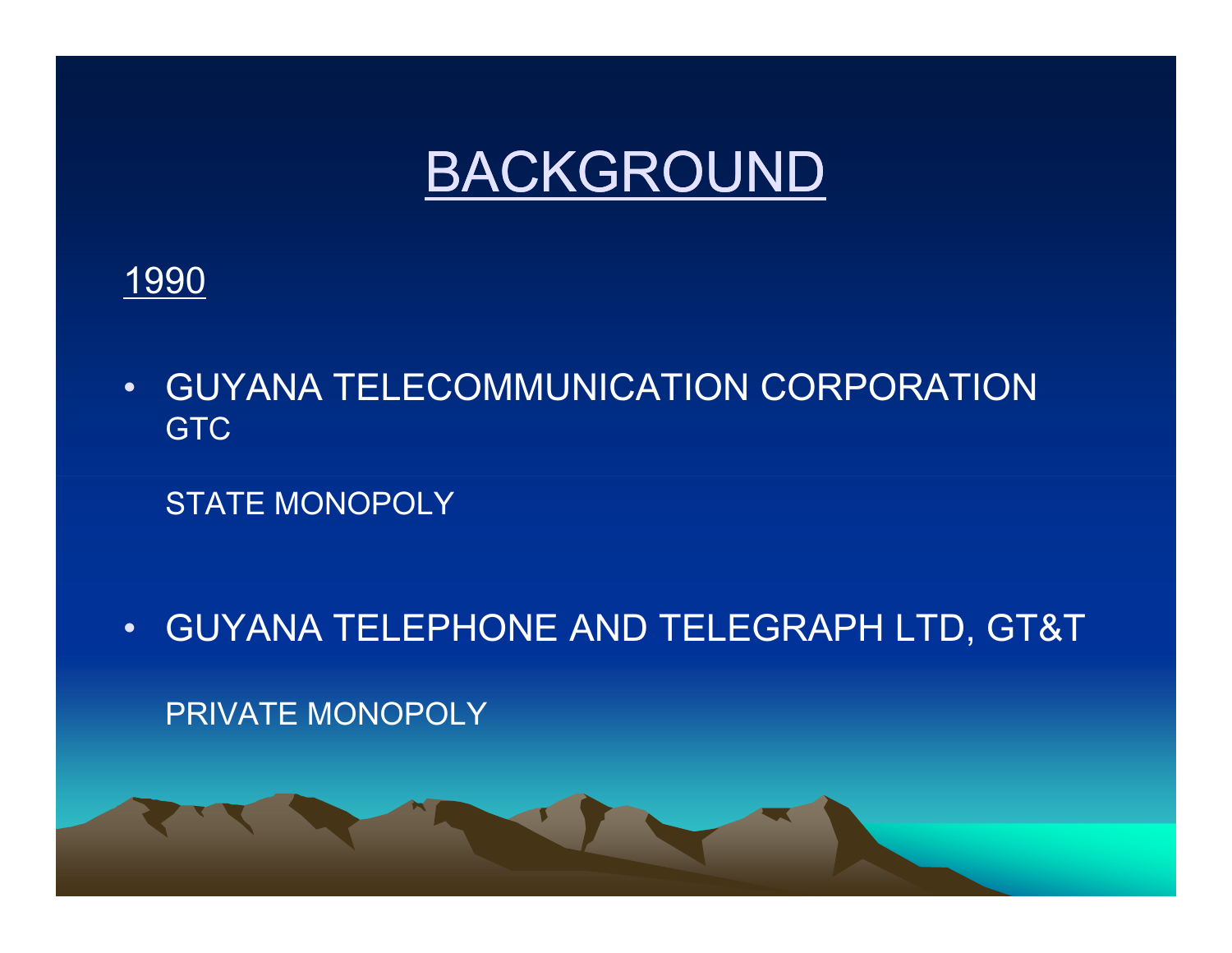# BACKGROUND

1990

- GUYANA TELECOMMUNICATION CORPORATION GTC

  STATE MONOPOLY

- GUYANA TELEPHONE AND TELEGRAPH LTD, GT&T

  PRIVATE MONOPOLY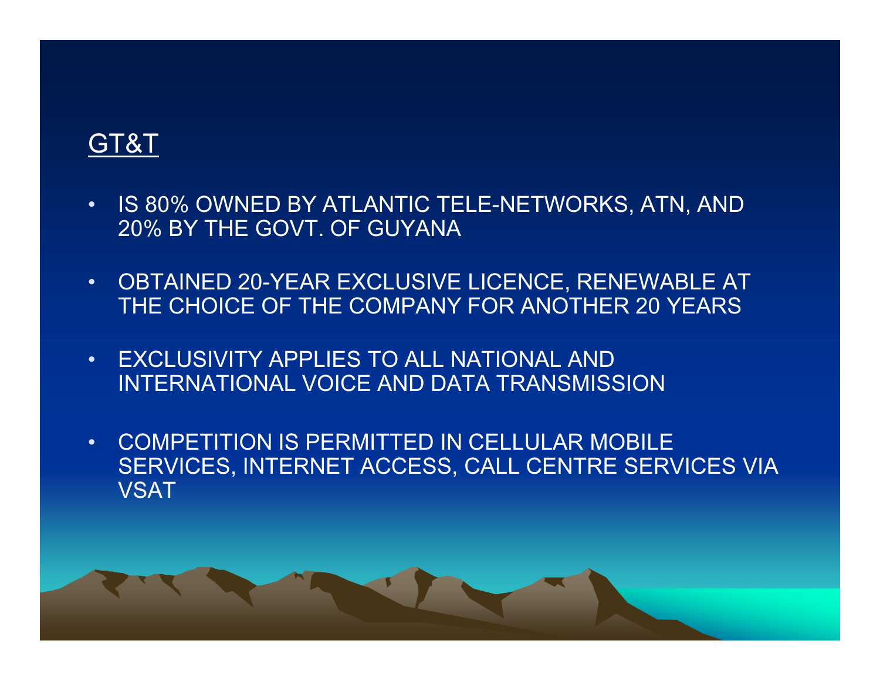## GT&T

- IS 80% OWNED BY ATLANTIC TELE-NETWORKS, ATN, AND 20% BY THE GOVT. OF GUYANA
- OBTAINED 20-YEAR EXCLUSIVE LICENCE, RENEWABLE AT THE CHOICE OF THE COMPANY FOR ANOTHER 20 YEARS
- EXCLUSIVITY APPLIES TO ALL NATIONAL AND INTERNATIONAL VOICE AND DATA TRANSMISSION
- COMPETITION IS PERMITTED IN CELLULAR MOBILE SERVICES, INTERNET ACCESS, CALL CENTRE SERVICES VIA VSAT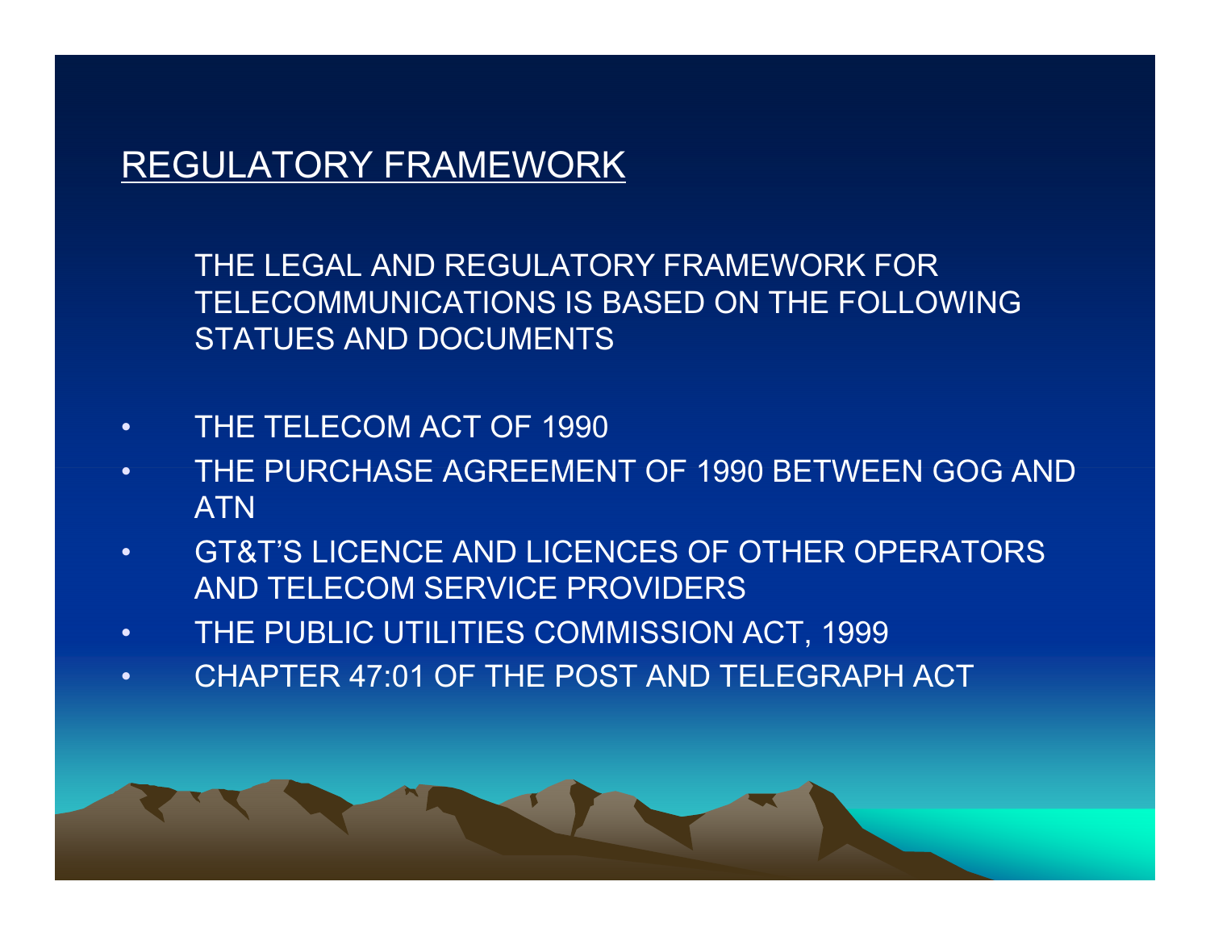## REGULATORY FRAMEWORK

THE LEGAL AND REGULATORY FRAMEWORK FOR TELECOMMUNICATIONS IS BASED ON THE FOLLOWING STATUES AND DOCUMENTS

- THE TELECOM ACT OF 1990
- THE PURCHASE AGREEMENT OF 1990 BETWEEN GOG AND ATN
- GT&T'S LICENCE AND LICENCES OF OTHER OPERATORS AND TELECOM SERVICE PROVIDERS
- THE PUBLIC UTILITIES COMMISSION ACT, 1999
- CHAPTER 47:01 OF THE POST AND TELEGRAPH ACT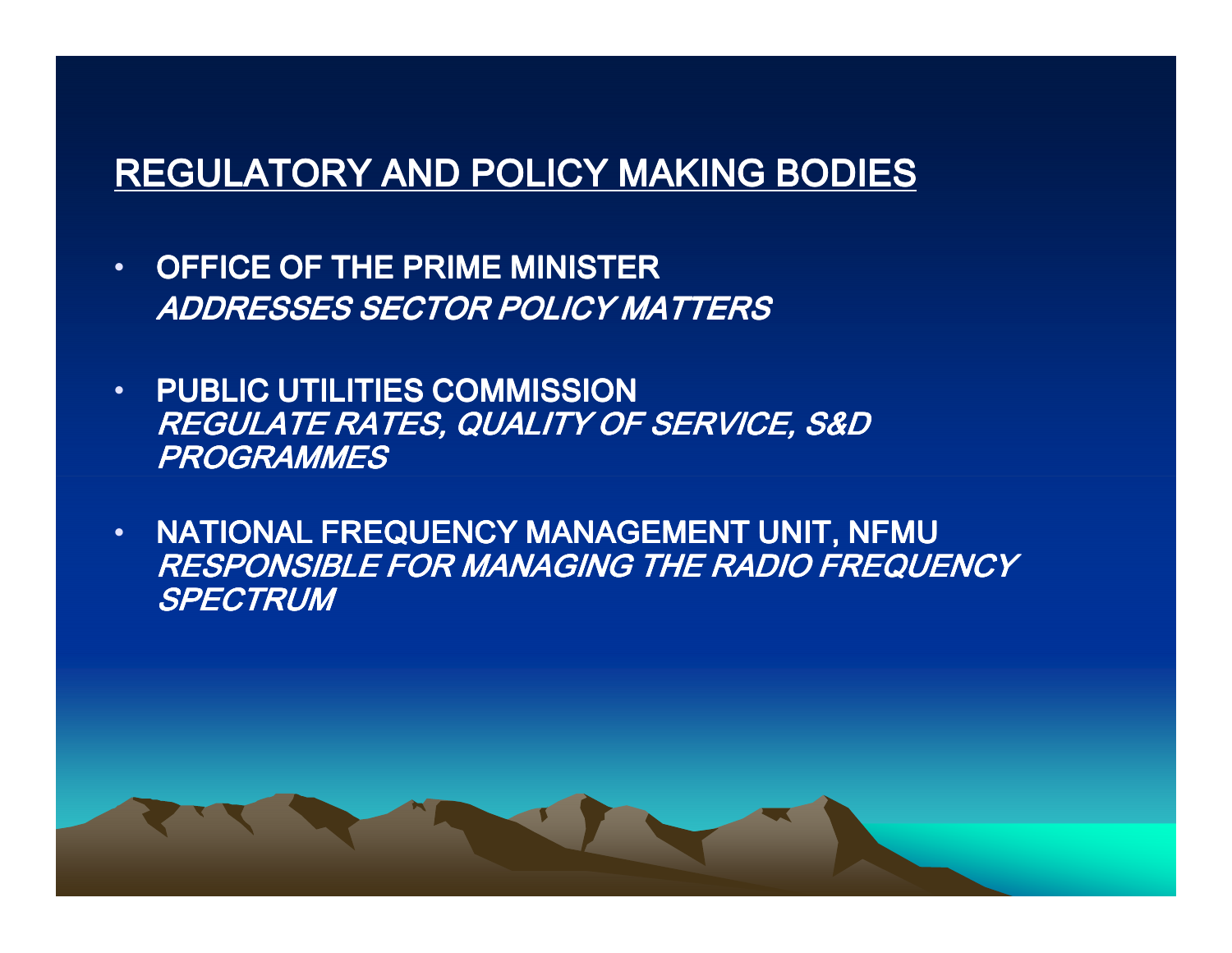## REGULATORY AND POLICY MAKING BODIES

- **OFFICE OF THE PRIME MINISTER**
  ***ADDRESSES SECTOR POLICY MATTERS***

- **PUBLIC UTILITIES COMMISSION**
  ***REGULATE RATES, QUALITY OF SERVICE, S&D PROGRAMMES***

- **NATIONAL FREQUENCY MANAGEMENT UNIT, NFMU**
  ***RESPONSIBLE FOR MANAGING THE RADIO FREQUENCY SPECTRUM***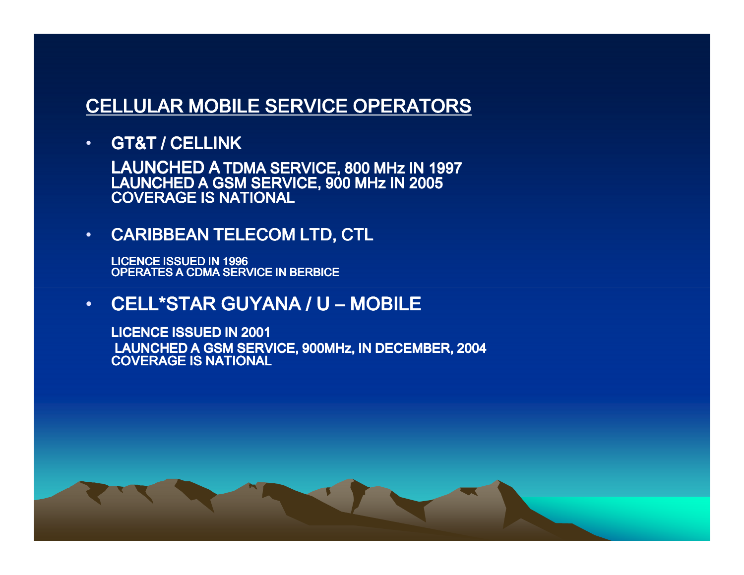## CELLULAR MOBILE SERVICE OPERATORS

- **GT&T / CELLINK**

  LAUNCHED A TDMA SERVICE, 800 MHz IN 1997
  LAUNCHED A GSM SERVICE, 900 MHz IN 2005
  COVERAGE IS NATIONAL

- **CARIBBEAN TELECOM LTD, CTL**

  LICENCE ISSUED IN 1996
  OPERATES A CDMA SERVICE IN BERBICE

- **CELL*STAR GUYANA / U – MOBILE**

  LICENCE ISSUED IN 2001
  LAUNCHED A GSM SERVICE, 900MHz, IN DECEMBER, 2004
  COVERAGE IS NATIONAL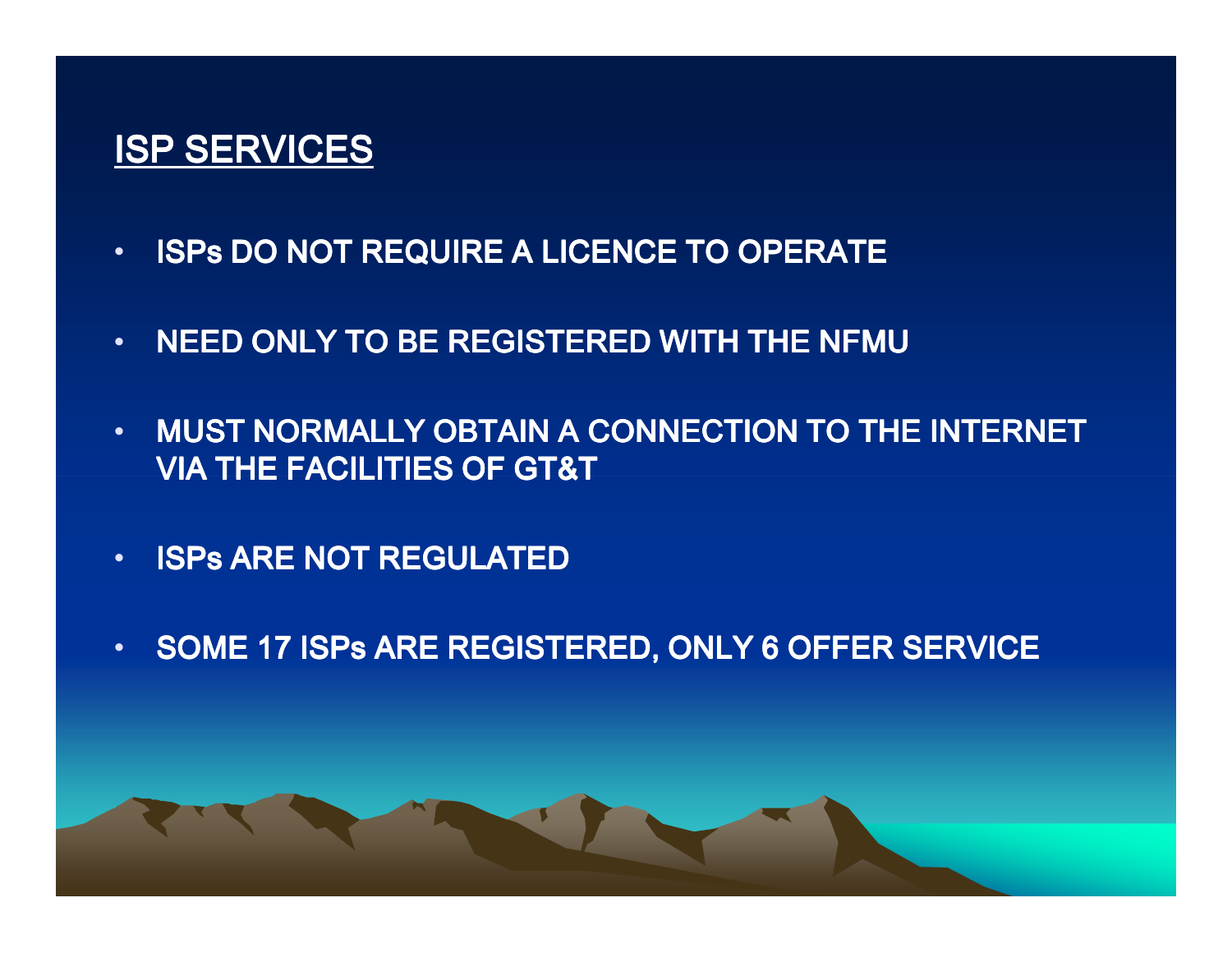## ISP SERVICES

- ISPs DO NOT REQUIRE A LICENCE TO OPERATE
- NEED ONLY TO BE REGISTERED WITH THE NFMU
- MUST NORMALLY OBTAIN A CONNECTION TO THE INTERNET VIA THE FACILITIES OF GT&T
- ISPs ARE NOT REGULATED
- SOME 17 ISPs ARE REGISTERED, ONLY 6 OFFER SERVICE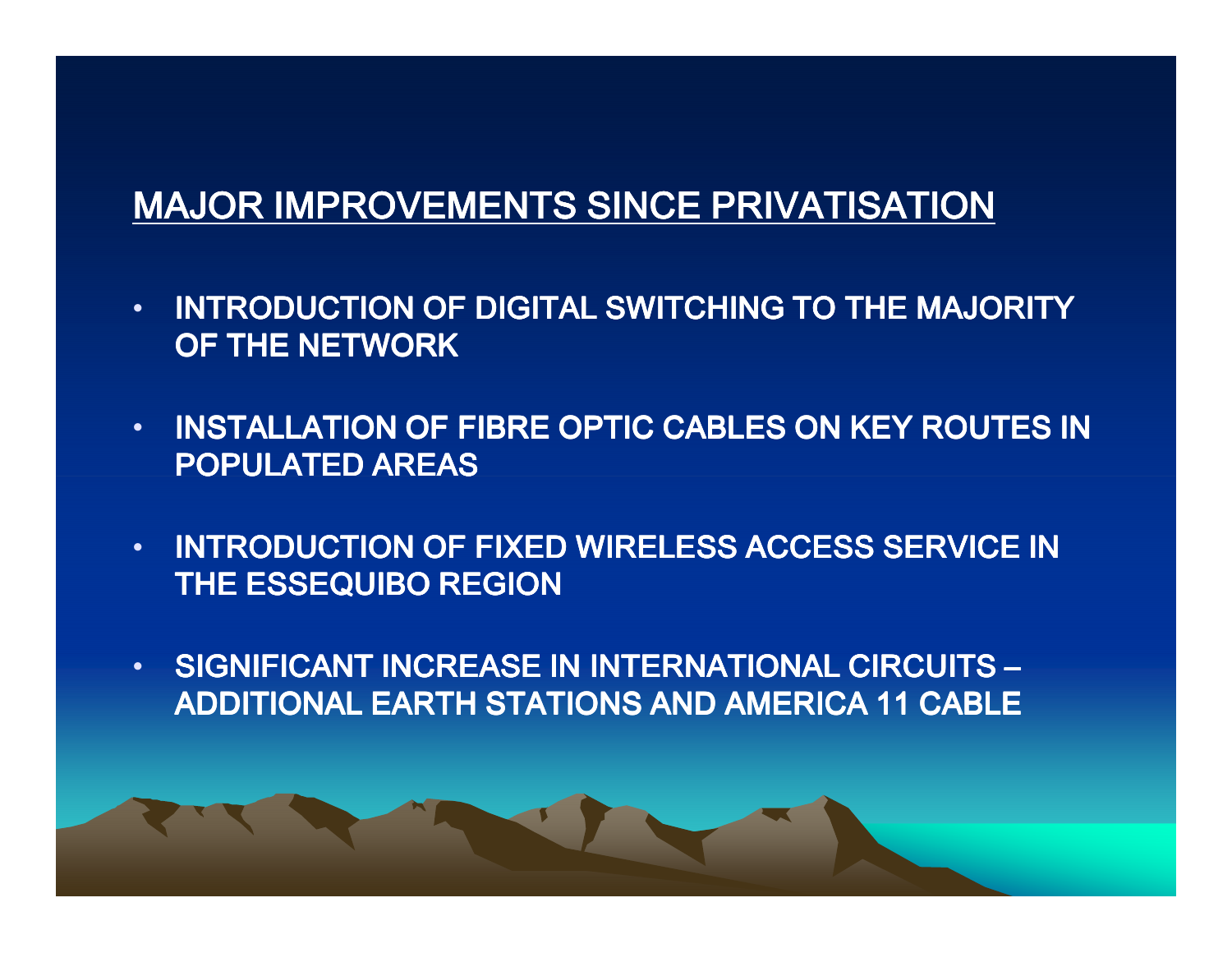## MAJOR IMPROVEMENTS SINCE PRIVATISATION

- INTRODUCTION OF DIGITAL SWITCHING TO THE MAJORITY OF THE NETWORK
- INSTALLATION OF FIBRE OPTIC CABLES ON KEY ROUTES IN POPULATED AREAS
- INTRODUCTION OF FIXED WIRELESS ACCESS SERVICE IN THE ESSEQUIBO REGION
- SIGNIFICANT INCREASE IN INTERNATIONAL CIRCUITS – ADDITIONAL EARTH STATIONS AND AMERICA 11 CABLE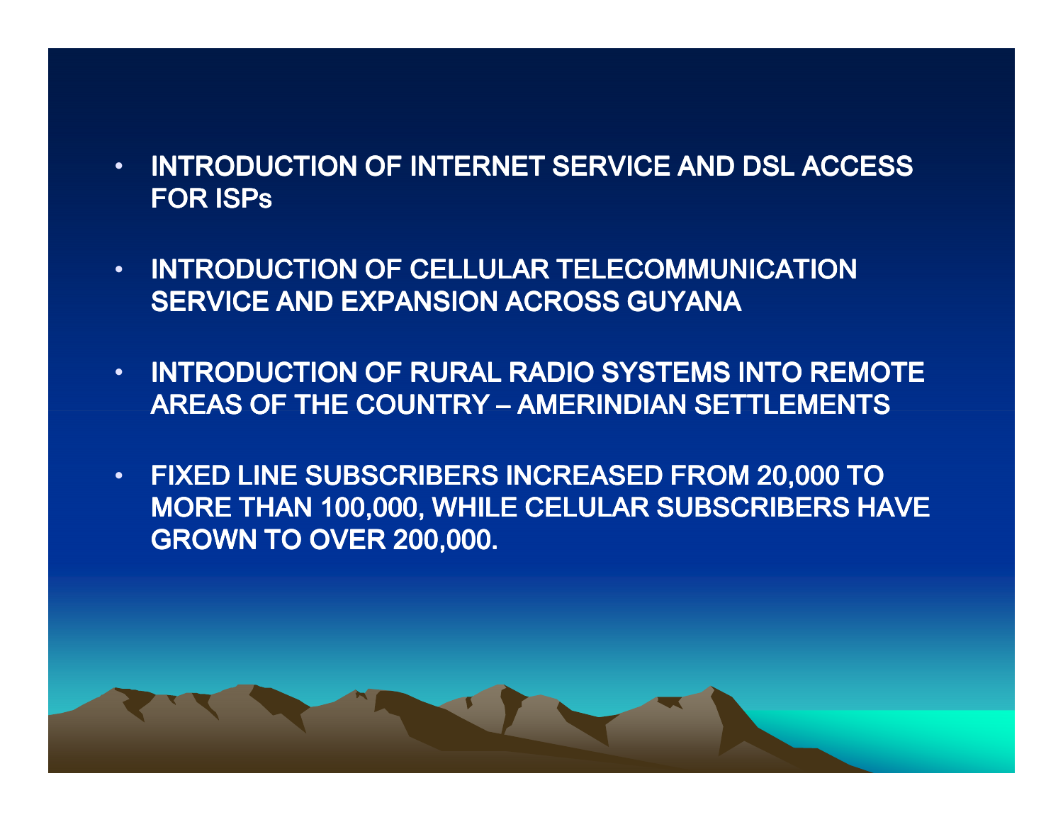- INTRODUCTION OF INTERNET SERVICE AND DSL ACCESS FOR ISPs
- INTRODUCTION OF CELLULAR TELECOMMUNICATION SERVICE AND EXPANSION ACROSS GUYANA
- INTRODUCTION OF RURAL RADIO SYSTEMS INTO REMOTE AREAS OF THE COUNTRY – AMERINDIAN SETTLEMENTS
- FIXED LINE SUBSCRIBERS INCREASED FROM 20,000 TO MORE THAN 100,000, WHILE CELULAR SUBSCRIBERS HAVE GROWN TO OVER 200,000.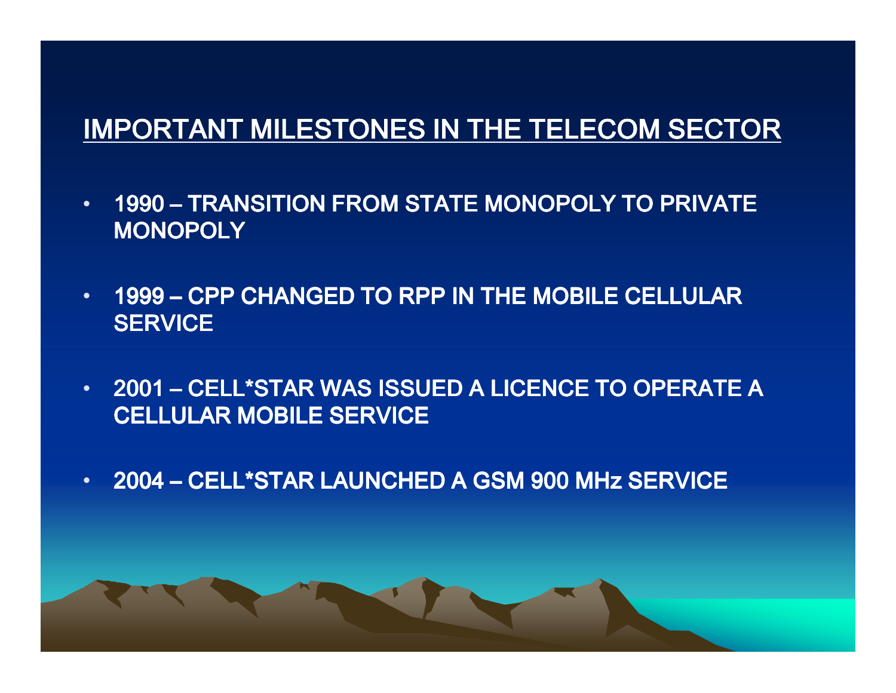## IMPORTANT MILESTONES IN THE TELECOM SECTOR

- **1990 – TRANSITION FROM STATE MONOPOLY TO PRIVATE MONOPOLY**
- **1999 – CPP CHANGED TO RPP IN THE MOBILE CELLULAR SERVICE**
- **2001 – CELL*STAR WAS ISSUED A LICENCE TO OPERATE A CELLULAR MOBILE SERVICE**
- **2004 – CELL*STAR LAUNCHED A GSM 900 MHz SERVICE**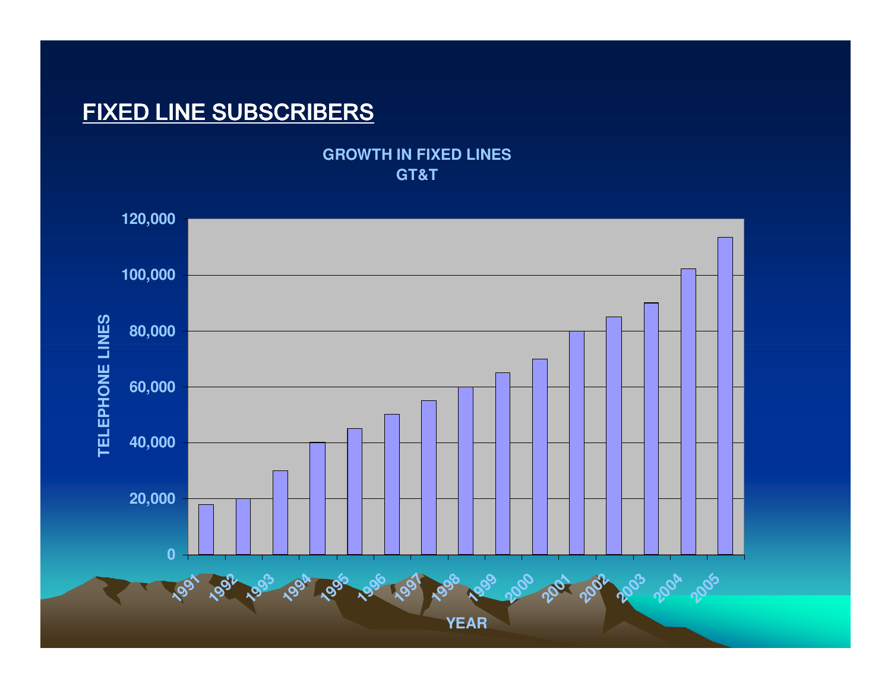# FIXED LINE SUBSCRIBERS

**GROWTH IN FIXED LINES**
**GT&T**

| YEAR | TELEPHONE LINES |
|---|---|
| 1991 | ~18,000 |
| 1992 | ~20,000 |
| 1993 | ~30,000 |
| 1994 | ~40,000 |
| 1995 | ~45,000 |
| 1996 | ~50,000 |
| 1997 | ~55,000 |
| 1998 | ~60,000 |
| 1999 | ~65,000 |
| 2000 | ~70,000 |
| 2001 | ~80,000 |
| 2002 | ~85,000 |
| 2003 | ~90,000 |
| 2004 | ~102,000 |
| 2005 | ~113,000 |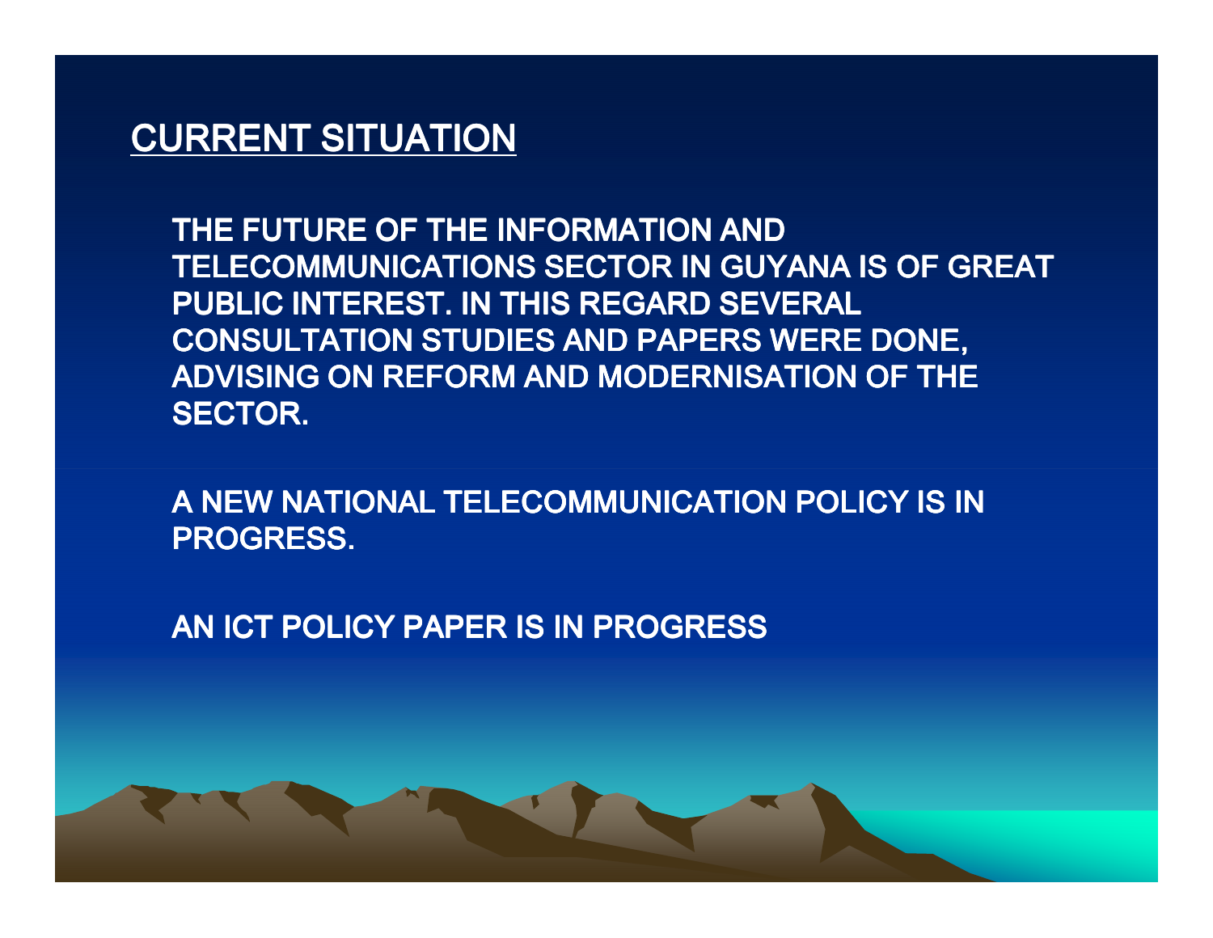## CURRENT SITUATION

THE FUTURE OF THE INFORMATION AND TELECOMMUNICATIONS SECTOR IN GUYANA IS OF GREAT PUBLIC INTEREST. IN THIS REGARD SEVERAL CONSULTATION STUDIES AND PAPERS WERE DONE, ADVISING ON REFORM AND MODERNISATION OF THE SECTOR.

A NEW NATIONAL TELECOMMUNICATION POLICY IS IN PROGRESS.

AN ICT POLICY PAPER IS IN PROGRESS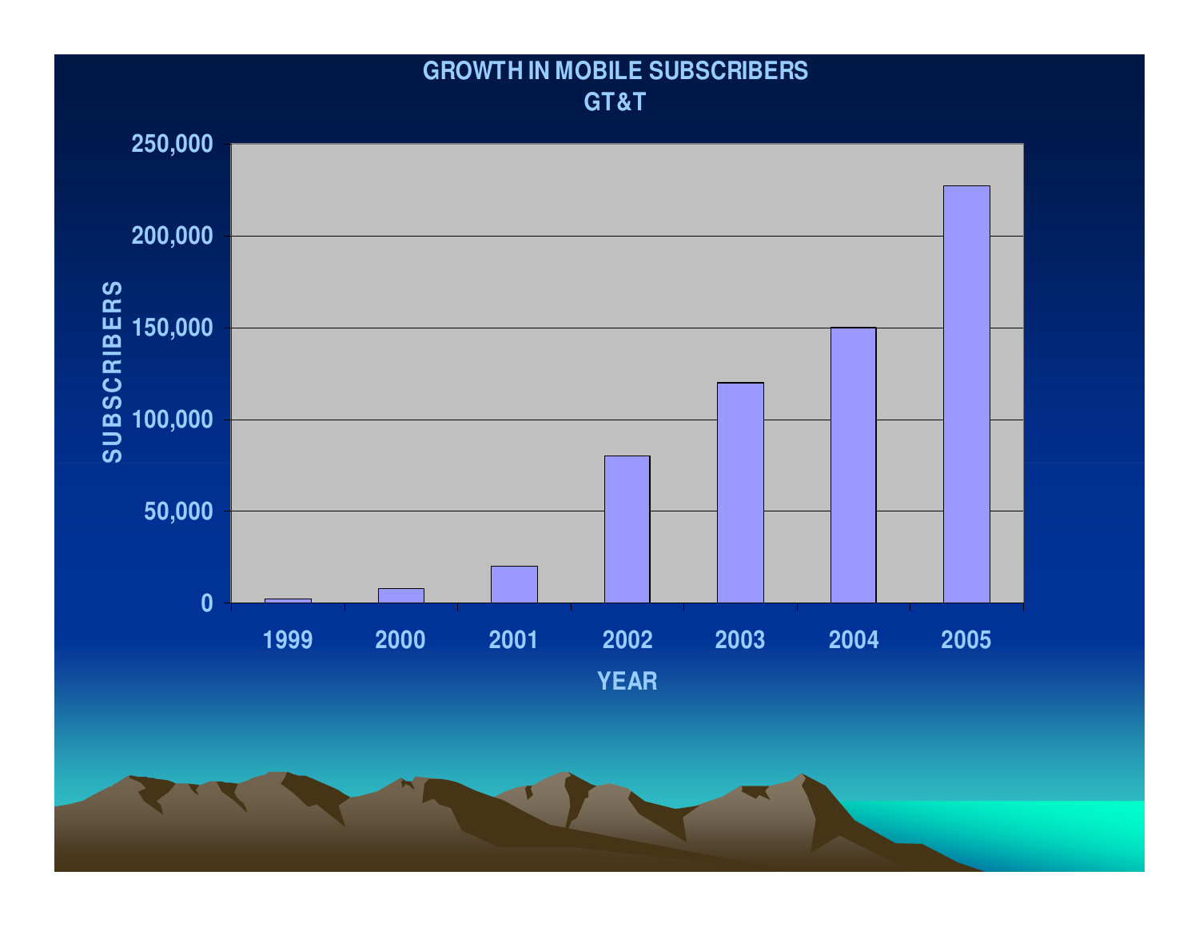## GROWTH IN MOBILE SUBSCRIBERS
### GT&T

| YEAR | SUBSCRIBERS |
|---|---|
| 1999 | ~2,000 |
| 2000 | ~8,000 |
| 2001 | ~20,000 |
| 2002 | ~80,000 |
| 2003 | ~120,000 |
| 2004 | ~150,000 |
| 2005 | ~227,000 |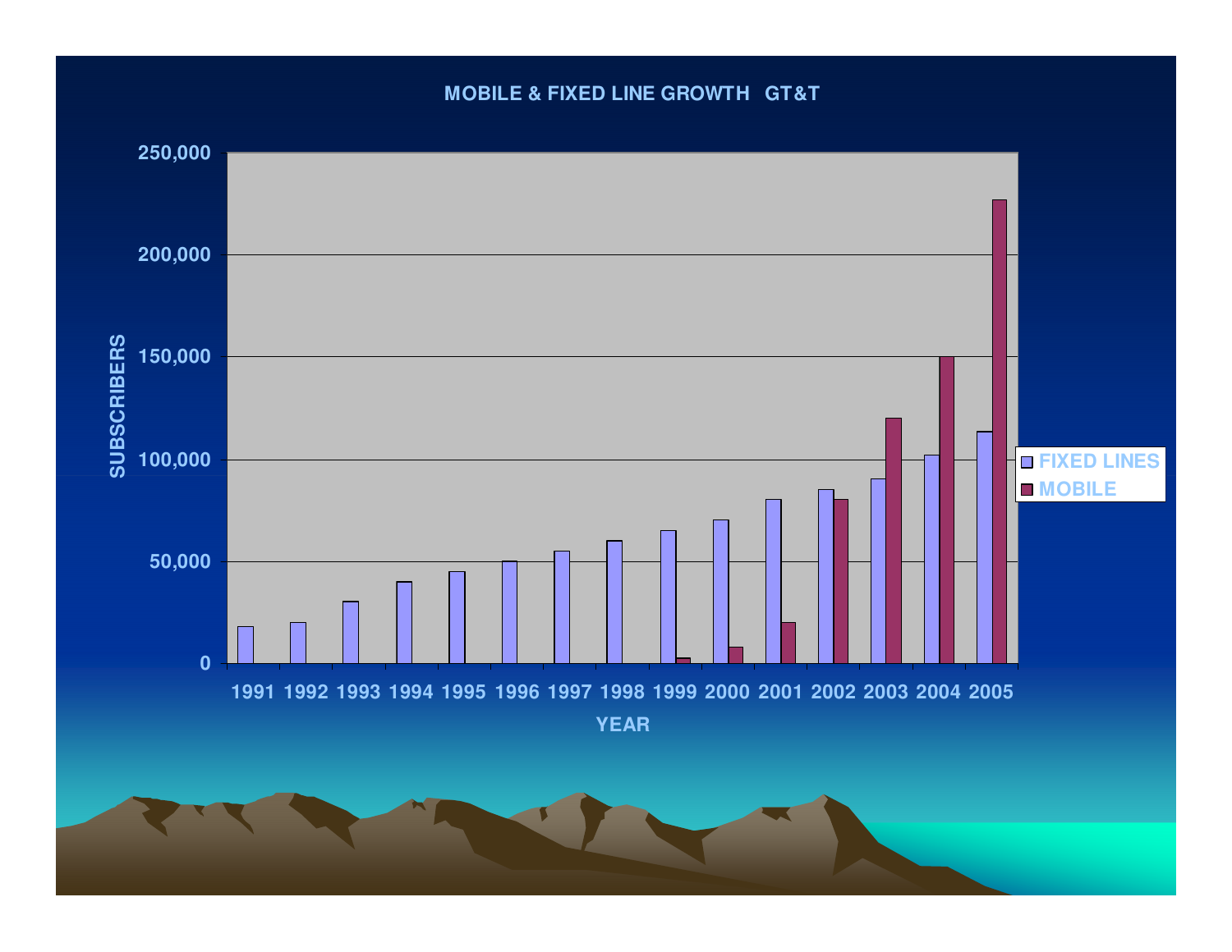MOBILE & FIXED LINE GROWTH GT&T

SUBSCRIBERS

250,000
200,000
150,000
100,000
50,000
0

1991 1992 1993 1994 1995 1996 1997 1998 1999 2000 2001 2002 2003 2004 2005

YEAR

FIXED LINES
MOBILE